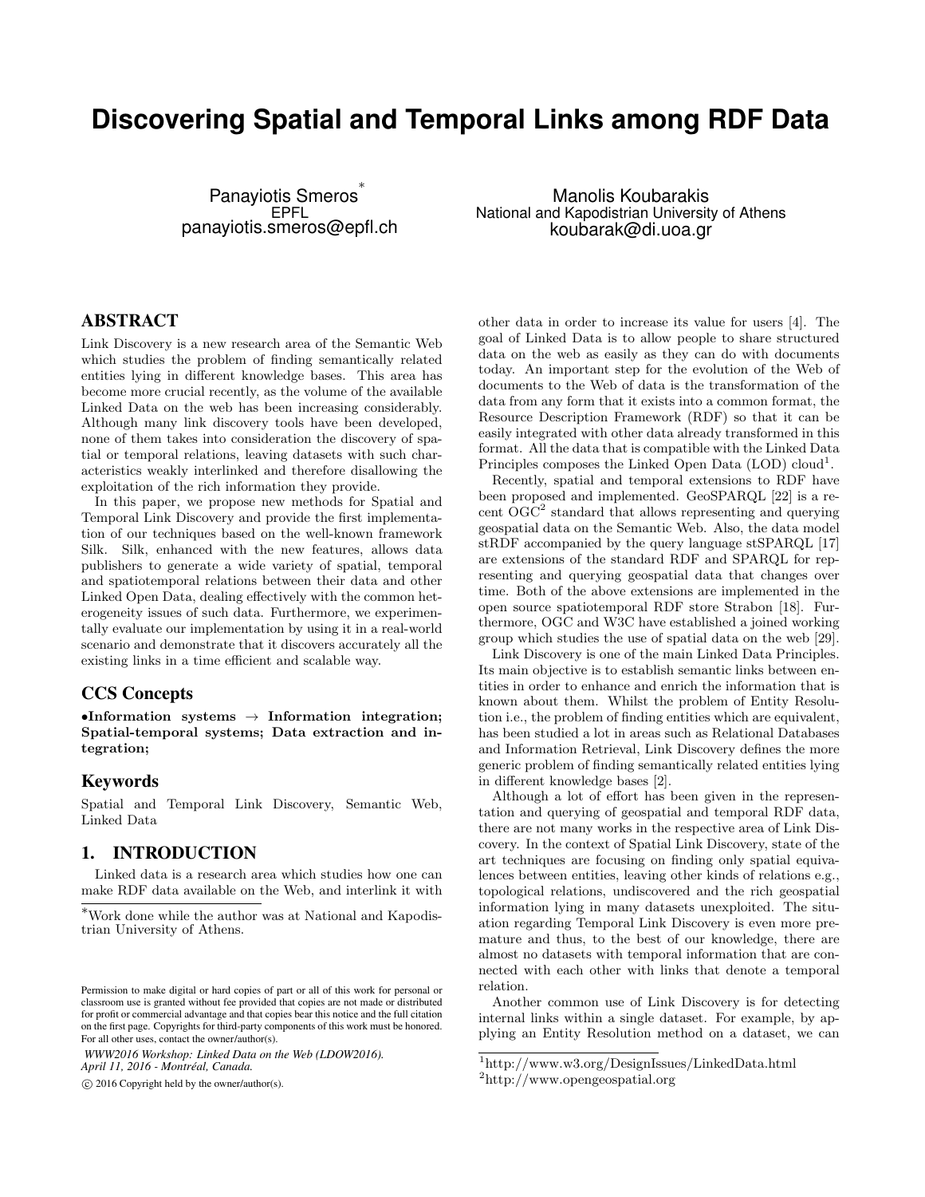# Discovering Spatial and Temporal Links among RDF Data

Panayiotis Smeros*
EPFL
panayiotis.smeros@epfl.ch

Manolis Koubarakis
National and Kapodistrian University of Athens
koubarak@di.uoa.gr

## ABSTRACT

Link Discovery is a new research area of the Semantic Web which studies the problem of finding semantically related entities lying in different knowledge bases. This area has become more crucial recently, as the volume of the available Linked Data on the web has been increasing considerably. Although many link discovery tools have been developed, none of them takes into consideration the discovery of spatial or temporal relations, leaving datasets with such characteristics weakly interlinked and therefore disallowing the exploitation of the rich information they provide.

In this paper, we propose new methods for Spatial and Temporal Link Discovery and provide the first implementation of our techniques based on the well-known framework Silk. Silk, enhanced with the new features, allows data publishers to generate a wide variety of spatial, temporal and spatiotemporal relations between their data and other Linked Open Data, dealing effectively with the common heterogeneity issues of such data. Furthermore, we experimentally evaluate our implementation by using it in a real-world scenario and demonstrate that it discovers accurately all the existing links in a time efficient and scalable way.

## CCS Concepts

•**Information systems** → **Information integration; Spatial-temporal systems; Data extraction and integration;**

## Keywords

Spatial and Temporal Link Discovery, Semantic Web, Linked Data

## 1. INTRODUCTION

Linked data is a research area which studies how one can make RDF data available on the Web, and interlink it with other data in order to increase its value for users [4]. The goal of Linked Data is to allow people to share structured data on the web as easily as they can do with documents today. An important step for the evolution of the Web of documents to the Web of data is the transformation of the data from any form that it exists into a common format, the Resource Description Framework (RDF) so that it can be easily integrated with other data already transformed in this format. All the data that is compatible with the Linked Data Principles composes the Linked Open Data (LOD) cloud[1].

Recently, spatial and temporal extensions to RDF have been proposed and implemented. GeoSPARQL [22] is a recent OGC[2] standard that allows representing and querying geospatial data on the Semantic Web. Also, the data model stRDF accompanied by the query language stSPARQL [17] are extensions of the standard RDF and SPARQL for representing and querying geospatial data that changes over time. Both of the above extensions are implemented in the open source spatiotemporal RDF store Strabon [18]. Furthermore, OGC and W3C have established a joined working group which studies the use of spatial data on the web [29].

Link Discovery is one of the main Linked Data Principles. Its main objective is to establish semantic links between entities in order to enhance and enrich the information that is known about them. Whilst the problem of Entity Resolution i.e., the problem of finding entities which are equivalent, has been studied a lot in areas such as Relational Databases and Information Retrieval, Link Discovery defines the more generic problem of finding semantically related entities lying in different knowledge bases [2].

Although a lot of effort has been given in the representation and querying of geospatial and temporal RDF data, there are not many works in the respective area of Link Discovery. In the context of Spatial Link Discovery, state of the art techniques are focusing on finding only spatial equivalences between entities, leaving other kinds of relations e.g., topological relations, undiscovered and the rich geospatial information lying in many datasets unexploited. The situation regarding Temporal Link Discovery is even more premature and thus, to the best of our knowledge, there are almost no datasets with temporal information that are connected with each other with links that denote a temporal relation.

Another common use of Link Discovery is for detecting internal links within a single dataset. For example, by applying an Entity Resolution method on a dataset, we can

*Work done while the author was at National and Kapodistrian University of Athens.

[1]http://www.w3.org/DesignIssues/LinkedData.html

[2]http://www.opengeospatial.org

Permission to make digital or hard copies of part or all of this work for personal or classroom use is granted without fee provided that copies are not made or distributed for profit or commercial advantage and that copies bear this notice and the full citation on the first page. Copyrights for third-party components of this work must be honored. For all other uses, contact the owner/author(s).

*WWW2016 Workshop: Linked Data on the Web (LDOW2016). April 11, 2016 - Montréal, Canada.*

© 2016 Copyright held by the owner/author(s).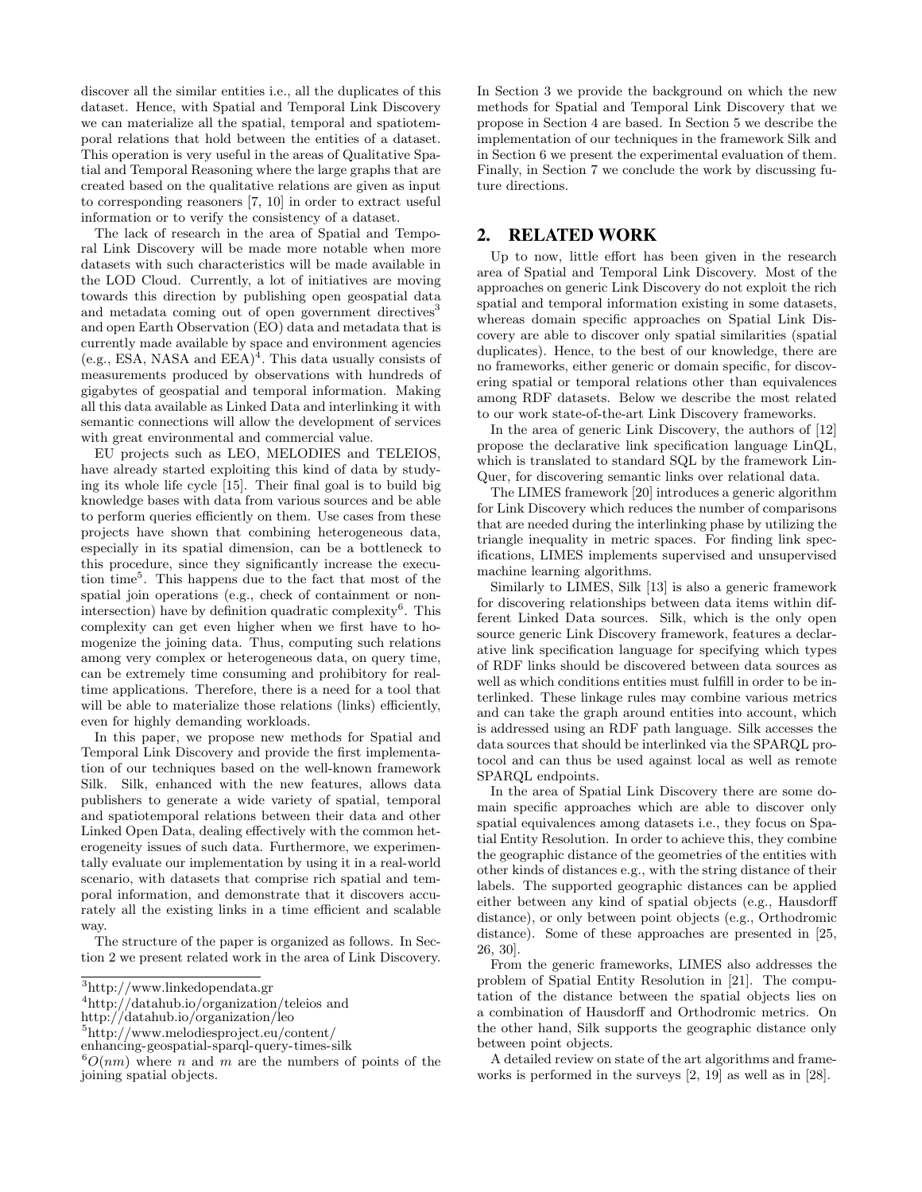discover all the similar entities i.e., all the duplicates of this dataset. Hence, with Spatial and Temporal Link Discovery we can materialize all the spatial, temporal and spatiotemporal relations that hold between the entities of a dataset. This operation is very useful in the areas of Qualitative Spatial and Temporal Reasoning where the large graphs that are created based on the qualitative relations are given as input to corresponding reasoners [7, 10] in order to extract useful information or to verify the consistency of a dataset.

The lack of research in the area of Spatial and Temporal Link Discovery will be made more notable when more datasets with such characteristics will be made available in the LOD Cloud. Currently, a lot of initiatives are moving towards this direction by publishing open geospatial data and metadata coming out of open government directives[3] and open Earth Observation (EO) data and metadata that is currently made available by space and environment agencies (e.g., ESA, NASA and EEA)[4]. This data usually consists of measurements produced by observations with hundreds of gigabytes of geospatial and temporal information. Making all this data available as Linked Data and interlinking it with semantic connections will allow the development of services with great environmental and commercial value.

EU projects such as LEO, MELODIES and TELEIOS, have already started exploiting this kind of data by studying its whole life cycle [15]. Their final goal is to build big knowledge bases with data from various sources and be able to perform queries efficiently on them. Use cases from these projects have shown that combining heterogeneous data, especially in its spatial dimension, can be a bottleneck to this procedure, since they significantly increase the execution time[5]. This happens due to the fact that most of the spatial join operations (e.g., check of containment or non-intersection) have by definition quadratic complexity[6]. This complexity can get even higher when we first have to homogenize the joining data. Thus, computing such relations among very complex or heterogeneous data, on query time, can be extremely time consuming and prohibitory for real-time applications. Therefore, there is a need for a tool that will be able to materialize those relations (links) efficiently, even for highly demanding workloads.

In this paper, we propose new methods for Spatial and Temporal Link Discovery and provide the first implementation of our techniques based on the well-known framework Silk. Silk, enhanced with the new features, allows data publishers to generate a wide variety of spatial, temporal and spatiotemporal relations between their data and other Linked Open Data, dealing effectively with the common heterogeneity issues of such data. Furthermore, we experimentally evaluate our implementation by using it in a real-world scenario, with datasets that comprise rich spatial and temporal information, and demonstrate that it discovers accurately all the existing links in a time efficient and scalable way.

The structure of the paper is organized as follows. In Section 2 we present related work in the area of Link Discovery. In Section 3 we provide the background on which the new methods for Spatial and Temporal Link Discovery that we propose in Section 4 are based. In Section 5 we describe the implementation of our techniques in the framework Silk and in Section 6 we present the experimental evaluation of them. Finally, in Section 7 we conclude the work by discussing future directions.

[3]http://www.linkedopendata.gr

[4]http://datahub.io/organization/teleios and http://datahub.io/organization/leo

[5]http://www.melodiesproject.eu/content/enhancing-geospatial-sparql-query-times-silk

[6]$O(nm)$ where $n$ and $m$ are the numbers of points of the joining spatial objects.

## 2. RELATED WORK

Up to now, little effort has been given in the research area of Spatial and Temporal Link Discovery. Most of the approaches on generic Link Discovery do not exploit the rich spatial and temporal information existing in some datasets, whereas domain specific approaches on Spatial Link Discovery are able to discover only spatial similarities (spatial duplicates). Hence, to the best of our knowledge, there are no frameworks, either generic or domain specific, for discovering spatial or temporal relations other than equivalences among RDF datasets. Below we describe the most related to our work state-of-the-art Link Discovery frameworks.

In the area of generic Link Discovery, the authors of [12] propose the declarative link specification language LinQL, which is translated to standard SQL by the framework LinQuer, for discovering semantic links over relational data.

The LIMES framework [20] introduces a generic algorithm for Link Discovery which reduces the number of comparisons that are needed during the interlinking phase by utilizing the triangle inequality in metric spaces. For finding link specifications, LIMES implements supervised and unsupervised machine learning algorithms.

Similarly to LIMES, Silk [13] is also a generic framework for discovering relationships between data items within different Linked Data sources. Silk, which is the only open source generic Link Discovery framework, features a declarative link specification language for specifying which types of RDF links should be discovered between data sources as well as which conditions entities must fulfill in order to be interlinked. These linkage rules may combine various metrics and can take the graph around entities into account, which is addressed using an RDF path language. Silk accesses the data sources that should be interlinked via the SPARQL protocol and can thus be used against local as well as remote SPARQL endpoints.

In the area of Spatial Link Discovery there are some domain specific approaches which are able to discover only spatial equivalences among datasets i.e., they focus on Spatial Entity Resolution. In order to achieve this, they combine the geographic distance of the geometries of the entities with other kinds of distances e.g., with the string distance of their labels. The supported geographic distances can be applied either between any kind of spatial objects (e.g., Hausdorff distance), or only between point objects (e.g., Orthodromic distance). Some of these approaches are presented in [25, 26, 30].

From the generic frameworks, LIMES also addresses the problem of Spatial Entity Resolution in [21]. The computation of the distance between the spatial objects lies on a combination of Hausdorff and Orthodromic metrics. On the other hand, Silk supports the geographic distance only between point objects.

A detailed review on state of the art algorithms and frameworks is performed in the surveys [2, 19] as well as in [28].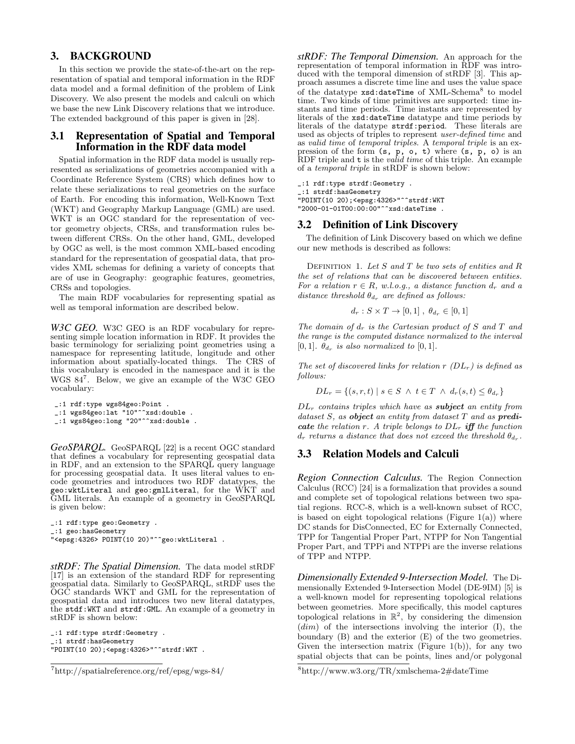## 3. BACKGROUND

In this section we provide the state-of-the-art on the representation of spatial and temporal information in the RDF data model and a formal definition of the problem of Link Discovery. We also present the models and calculi on which we base the new Link Discovery relations that we introduce. The extended background of this paper is given in [28].

### 3.1 Representation of Spatial and Temporal Information in the RDF data model

Spatial information in the RDF data model is usually represented as serializations of geometries accompanied with a Coordinate Reference System (CRS) which defines how to relate these serializations to real geometries on the surface of Earth. For encoding this information, Well-Known Text (WKT) and Geography Markup Language (GML) are used. WKT is an OGC standard for the representation of vector geometry objects, CRSs, and transformation rules between different CRSs. On the other hand, GML, developed by OGC as well, is the most common XML-based encoding standard for the representation of geospatial data, that provides XML schemas for defining a variety of concepts that are of use in Geography: geographic features, geometries, CRSs and topologies.

The main RDF vocabularies for representing spatial as well as temporal information are described below.

***W3C GEO.*** W3C GEO is an RDF vocabulary for representing simple location information in RDF. It provides the basic terminology for serializing point geometries using a namespace for representing latitude, longitude and other information about spatially-located things. The CRS of this vocabulary is encoded in the namespace and it is the WGS 84[7]. Below, we give an example of the W3C GEO vocabulary:

```
_:1 rdf:type wgs84geo:Point .
_:1 wgs84geo:lat "10"^^xsd:double .
_:1 wgs84geo:long "20"^^xsd:double .
```

***GeoSPARQL.*** GeoSPARQL [22] is a recent OGC standard that defines a vocabulary for representing geospatial data in RDF, and an extension to the SPARQL query language for processing geospatial data. It uses literal values to encode geometries and introduces two RDF datatypes, the `geo:wktLiteral` and `geo:gmlLiteral`, for the WKT and GML literals. An example of a geometry in GeoSPARQL is given below:

```
_:1 rdf:type geo:Geometry .
_:1 geo:hasGeometry
"<epsg:4326> POINT(10 20)"^^geo:wktLiteral .
```

***stRDF: The Spatial Dimension.*** The data model stRDF [17] is an extension of the standard RDF for representing geospatial data. Similarly to GeoSPARQL, stRDF uses the OGC standards WKT and GML for the representation of geospatial data and introduces two new literal datatypes, the `stdf:WKT` and `strdf:GML`. An example of a geometry in stRDF is shown below:

```
_:1 rdf:type strdf:Geometry .
_:1 strdf:hasGeometry
"POINT(10 20);<epsg:4326>"^^strdf:WKT .
```

***stRDF: The Temporal Dimension.*** An approach for the representation of temporal information in RDF was introduced with the temporal dimension of stRDF [3]. This approach assumes a discrete time line and uses the value space of the datatype `xsd:dateTime` of XML-Schema[8] to model time. Two kinds of time primitives are supported: time instants and time periods. Time instants are represented by literals of the `xsd:dateTime` datatype and time periods by literals of the datatype `strdf:period`. These literals are used as objects of triples to represent *user-defined time* and as *valid time* of *temporal triples*. A *temporal triple* is an expression of the form `(s, p, o, t)` where `(s, p, o)` is an RDF triple and `t` is the *valid time* of this triple. An example of a *temporal triple* in stRDF is shown below:

```
_:1 rdf:type strdf:Geometry .
_:1 strdf:hasGeometry
"POINT(10 20);<epsg:4326>"^^strdf:WKT
"2000-01-01T00:00:00"^^xsd:dateTime .
```

### 3.2 Definition of Link Discovery

The definition of Link Discovery based on which we define our new methods is described as follows:

DEFINITION 1. *Let $S$ and $T$ be two sets of entities and $R$ the set of relations that can be discovered between entities. For a relation $r \in R$, w.l.o.g., a distance function $d_r$ and a distance threshold $\theta_{d_r}$ are defined as follows:*

$$d_r : S \times T \to [0, 1]\ ,\ \theta_{d_r} \in [0, 1]$$

*The domain of $d_r$ is the Cartesian product of $S$ and $T$ and the range is the computed distance normalized to the interval $[0, 1]$. $\theta_{d_r}$ is also normalized to $[0, 1]$.*

*The set of discovered links for relation $r$ ($DL_r$) is defined as follows:*

$$DL_r = \{(s, r, t) \mid s \in S \ \wedge\ t \in T \ \wedge\ d_r(s, t) \leq \theta_{d_r}\}$$

*$DL_r$ contains triples which have as* ***subject*** *an entity from dataset $S$, as* ***object*** *an entity from dataset $T$ and as* ***predicate*** *the relation $r$. A triple belongs to $DL_r$* ***iff*** *the function $d_r$ returns a distance that does not exceed the threshold $\theta_{d_r}$.*

### 3.3 Relation Models and Calculi

***Region Connection Calculus.*** The Region Connection Calculus (RCC) [24] is a formalization that provides a sound and complete set of topological relations between two spatial regions. RCC-8, which is a well-known subset of RCC, is based on eight topological relations (Figure 1(a)) where DC stands for DisConnected, EC for Externally Connected, TPP for Tangential Proper Part, NTPP for Non Tangential Proper Part, and TPPi and NTPPi are the inverse relations of TPP and NTPP.

***Dimensionally Extended 9-Intersection Model.*** The Dimensionally Extended 9-Intersection Model (DE-9IM) [5] is a well-known model for representing topological relations between geometries. More specifically, this model captures topological relations in $\mathbb{R}^2$, by considering the dimension ($dim$) of the intersections involving the interior (I), the boundary (B) and the exterior (E) of the two geometries. Given the intersection matrix (Figure 1(b)), for any two spatial objects that can be points, lines and/or polygonal

[7] http://spatialreference.org/ref/epsg/wgs-84/

[8] http://www.w3.org/TR/xmlschema-2#dateTime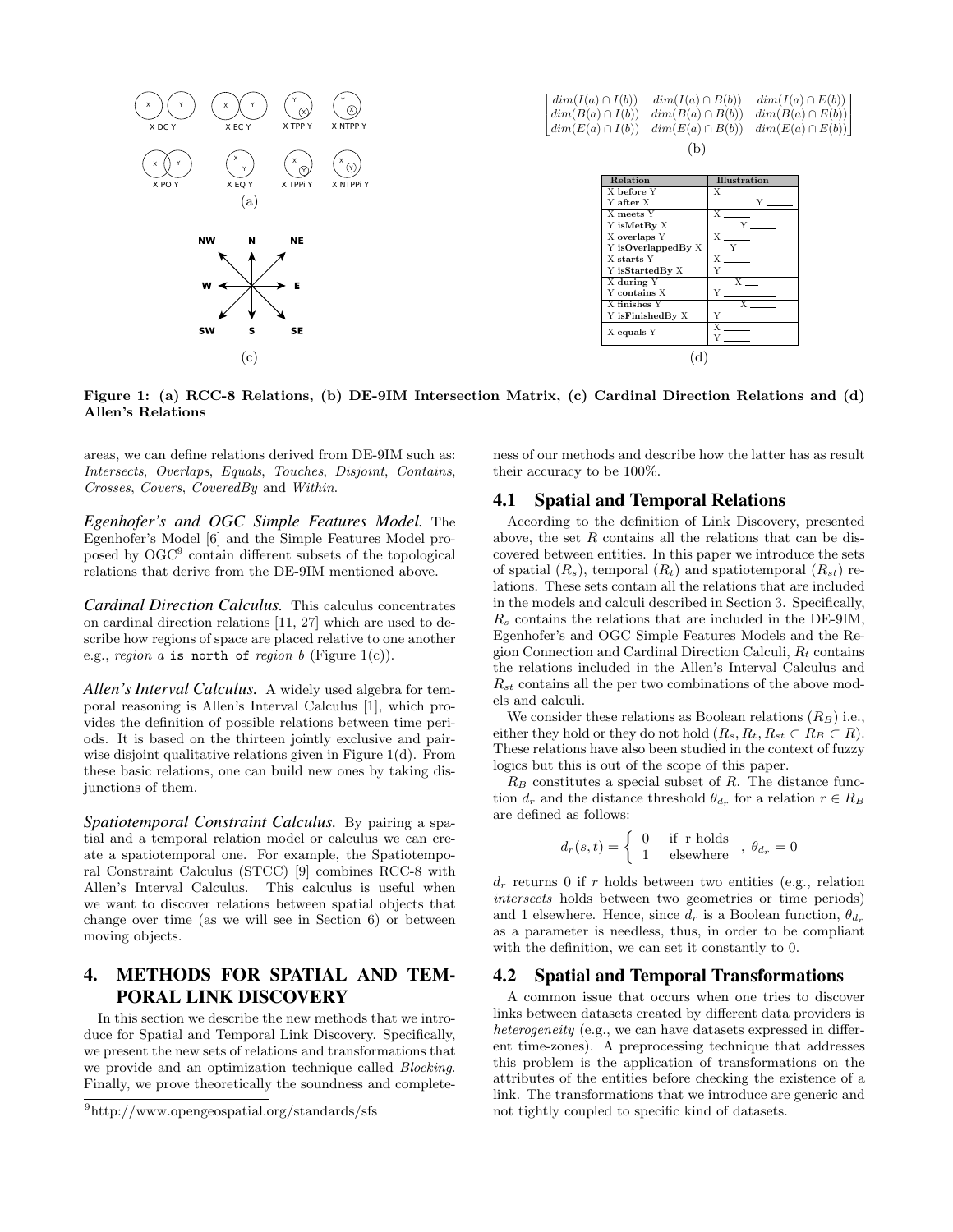$$\begin{bmatrix} dim(I(a) \cap I(b)) & dim(I(a) \cap B(b)) & dim(I(a) \cap E(b)) \\ dim(B(a) \cap I(b)) & dim(B(a) \cap B(b)) & dim(B(a) \cap E(b)) \\ dim(E(a) \cap I(b)) & dim(E(a) \cap B(b)) & dim(E(a) \cap E(b)) \end{bmatrix}$$

(b)

| Relation | Illustration |
|---|---|
| X **before** Y<br>Y **after** X | |
| X **meets** Y<br>Y **isMetBy** X | |
| X **overlaps** Y<br>Y **isOverlappedBy** X | |
| X **starts** Y<br>Y **isStartedBy** X | |
| X **during** Y<br>Y **contains** X | |
| X **finishes** Y<br>Y **isFinishedBy** X | |
| X **equals** Y | |

(d)

**Figure 1: (a) RCC-8 Relations, (b) DE-9IM Intersection Matrix, (c) Cardinal Direction Relations and (d) Allen's Relations**

areas, we can define relations derived from DE-9IM such as: *Intersects*, *Overlaps*, *Equals*, *Touches*, *Disjoint*, *Contains*, *Crosses*, *Covers*, *CoveredBy* and *Within*.

***Egenhofer's and OGC Simple Features Model.*** The Egenhofer's Model [6] and the Simple Features Model proposed by OGC[9] contain different subsets of the topological relations that derive from the DE-9IM mentioned above.

***Cardinal Direction Calculus.*** This calculus concentrates on cardinal direction relations [11, 27] which are used to describe how regions of space are placed relative to one another e.g., *region a* `is north of` *region b* (Figure 1(c)).

***Allen's Interval Calculus.*** A widely used algebra for temporal reasoning is Allen's Interval Calculus [1], which provides the definition of possible relations between time periods. It is based on the thirteen jointly exclusive and pairwise disjoint qualitative relations given in Figure 1(d). From these basic relations, one can build new ones by taking disjunctions of them.

***Spatiotemporal Constraint Calculus.*** By pairing a spatial and a temporal relation model or calculus we can create a spatiotemporal one. For example, the Spatiotemporal Constraint Calculus (STCC) [9] combines RCC-8 with Allen's Interval Calculus. This calculus is useful when we want to discover relations between spatial objects that change over time (as we will see in Section 6) or between moving objects.

## 4. METHODS FOR SPATIAL AND TEMPORAL LINK DISCOVERY

In this section we describe the new methods that we introduce for Spatial and Temporal Link Discovery. Specifically, we present the new sets of relations and transformations that we provide and an optimization technique called *Blocking*. Finally, we prove theoretically the soundness and completeness of our methods and describe how the latter has as result their accuracy to be 100%.

[9]http://www.opengeospatial.org/standards/sfs

### 4.1 Spatial and Temporal Relations

According to the definition of Link Discovery, presented above, the set $R$ contains all the relations that can be discovered between entities. In this paper we introduce the sets of spatial ($R_s$), temporal ($R_t$) and spatiotemporal ($R_{st}$) relations. These sets contain all the relations that are included in the models and calculi described in Section 3. Specifically, $R_s$ contains the relations that are included in the DE-9IM, Egenhofer's and OGC Simple Features Models and the Region Connection and Cardinal Direction Calculi, $R_t$ contains the relations included in the Allen's Interval Calculus and $R_{st}$ contains all the per two combinations of the above models and calculi.

We consider these relations as Boolean relations ($R_B$) i.e., either they hold or they do not hold ($R_s, R_t, R_{st} \subset R_B \subset R$). These relations have also been studied in the context of fuzzy logics but this is out of the scope of this paper.

$R_B$ constitutes a special subset of $R$. The distance function $d_r$ and the distance threshold $\theta_{d_r}$ for a relation $r \in R_B$ are defined as follows:

$$d_r(s,t) = \begin{cases} 0 & \text{if r holds} \\ 1 & \text{elsewhere} \end{cases}, \ \theta_{d_r} = 0$$

$d_r$ returns 0 if $r$ holds between two entities (e.g., relation *intersects* holds between two geometries or time periods) and 1 elsewhere. Hence, since $d_r$ is a Boolean function, $\theta_{d_r}$ as a parameter is needless, thus, in order to be compliant with the definition, we can set it constantly to 0.

### 4.2 Spatial and Temporal Transformations

A common issue that occurs when one tries to discover links between datasets created by different data providers is *heterogeneity* (e.g., we can have datasets expressed in different time-zones). A preprocessing technique that addresses this problem is the application of transformations on the attributes of the entities before checking the existence of a link. The transformations that we introduce are generic and not tightly coupled to specific kind of datasets.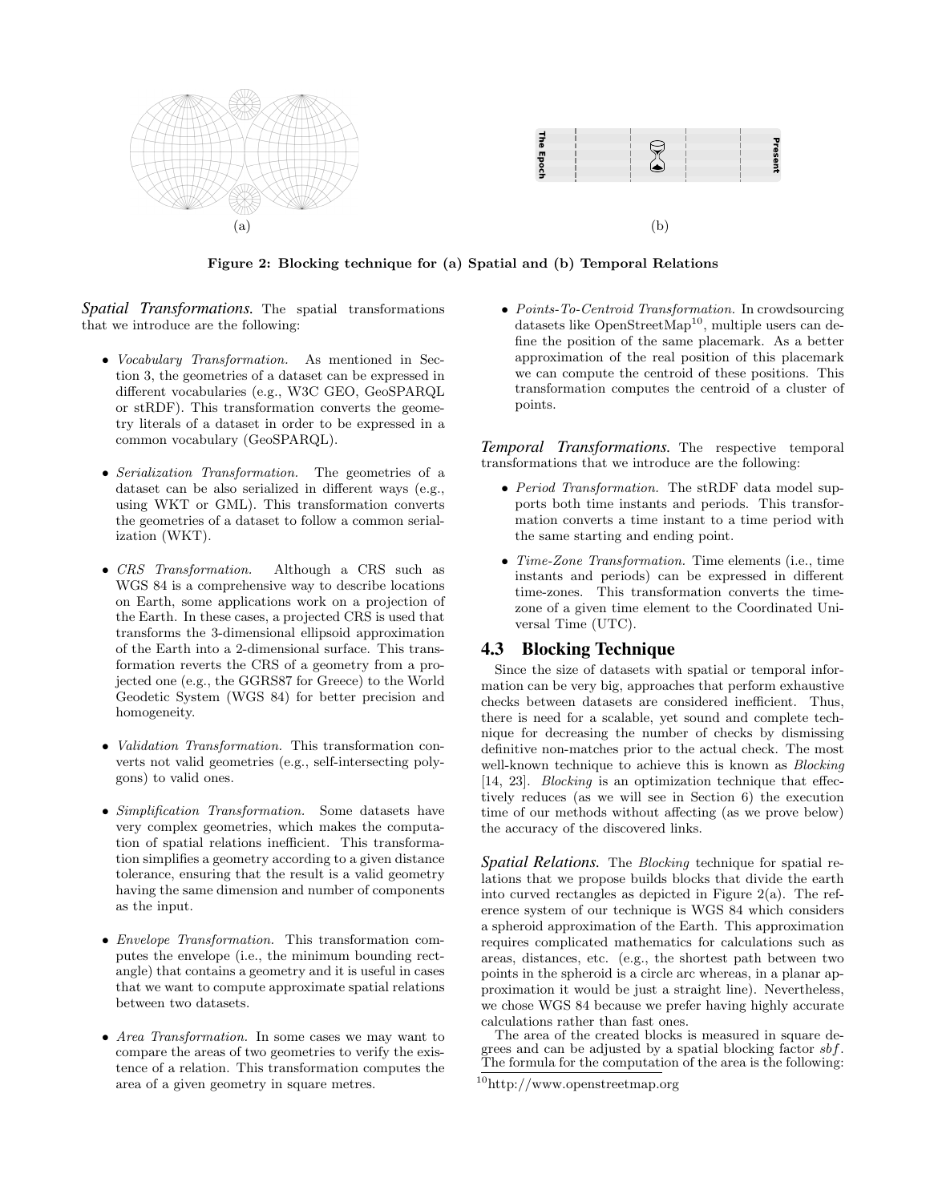Figure 2: Blocking technique for (a) Spatial and (b) Temporal Relations

***Spatial Transformations.*** The spatial transformations that we introduce are the following:

- *Vocabulary Transformation.* As mentioned in Section 3, the geometries of a dataset can be expressed in different vocabularies (e.g., W3C GEO, GeoSPARQL or stRDF). This transformation converts the geometry literals of a dataset in order to be expressed in a common vocabulary (GeoSPARQL).
- *Serialization Transformation.* The geometries of a dataset can be also serialized in different ways (e.g., using WKT or GML). This transformation converts the geometries of a dataset to follow a common serialization (WKT).
- *CRS Transformation.* Although a CRS such as WGS 84 is a comprehensive way to describe locations on Earth, some applications work on a projection of the Earth. In these cases, a projected CRS is used that transforms the 3-dimensional ellipsoid approximation of the Earth into a 2-dimensional surface. This transformation reverts the CRS of a geometry from a projected one (e.g., the GGRS87 for Greece) to the World Geodetic System (WGS 84) for better precision and homogeneity.
- *Validation Transformation.* This transformation converts not valid geometries (e.g., self-intersecting polygons) to valid ones.
- *Simplification Transformation.* Some datasets have very complex geometries, which makes the computation of spatial relations inefficient. This transformation simplifies a geometry according to a given distance tolerance, ensuring that the result is a valid geometry having the same dimension and number of components as the input.
- *Envelope Transformation.* This transformation computes the envelope (i.e., the minimum bounding rectangle) that contains a geometry and it is useful in cases that we want to compute approximate spatial relations between two datasets.
- *Area Transformation.* In some cases we may want to compare the areas of two geometries to verify the existence of a relation. This transformation computes the area of a given geometry in square metres.
- *Points-To-Centroid Transformation.* In crowdsourcing datasets like OpenStreetMap[10], multiple users can define the position of the same placemark. As a better approximation of the real position of this placemark we can compute the centroid of these positions. This transformation computes the centroid of a cluster of points.

***Temporal Transformations.*** The respective temporal transformations that we introduce are the following:

- *Period Transformation.* The stRDF data model supports both time instants and periods. This transformation converts a time instant to a time period with the same starting and ending point.
- *Time-Zone Transformation.* Time elements (i.e., time instants and periods) can be expressed in different time-zones. This transformation converts the time-zone of a given time element to the Coordinated Universal Time (UTC).

## 4.3 Blocking Technique

Since the size of datasets with spatial or temporal information can be very big, approaches that perform exhaustive checks between datasets are considered inefficient. Thus, there is need for a scalable, yet sound and complete technique for decreasing the number of checks by dismissing definitive non-matches prior to the actual check. The most well-known technique to achieve this is known as *Blocking* [14, 23]. *Blocking* is an optimization technique that effectively reduces (as we will see in Section 6) the execution time of our methods without affecting (as we prove below) the accuracy of the discovered links.

***Spatial Relations.*** The *Blocking* technique for spatial relations that we propose builds blocks that divide the earth into curved rectangles as depicted in Figure 2(a). The reference system of our technique is WGS 84 which considers a spheroid approximation of the Earth. This approximation requires complicated mathematics for calculations such as areas, distances, etc. (e.g., the shortest path between two points in the spheroid is a circle arc whereas, in a planar approximation it would be just a straight line). Nevertheless, we chose WGS 84 because we prefer having highly accurate calculations rather than fast ones.

The area of the created blocks is measured in square degrees and can be adjusted by a spatial blocking factor $sbf$. The formula for the computation of the area is the following:

[10] http://www.openstreetmap.org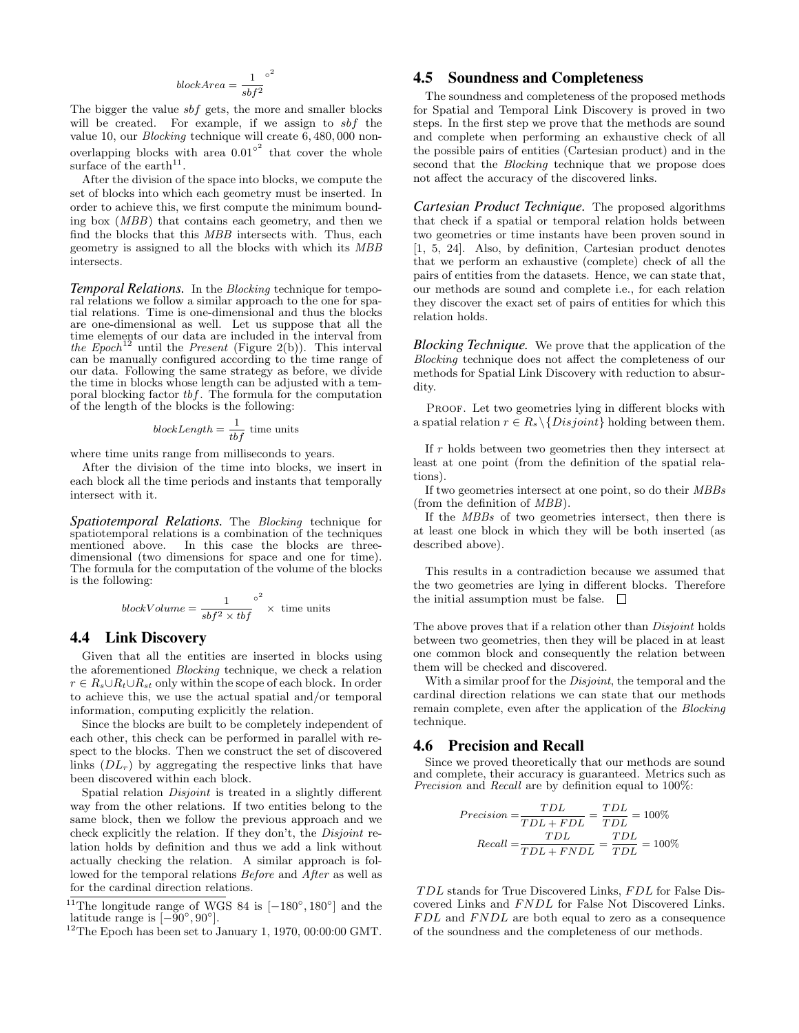$$blockArea = \frac{1}{sbf^2}^{\circ^2}$$

The bigger the value $sbf$ gets, the more and smaller blocks will be created. For example, if we assign to $sbf$ the value 10, our *Blocking* technique will create 6,480,000 non-overlapping blocks with area $0.01^{\circ^2}$ that cover the whole surface of the earth[11].

After the division of the space into blocks, we compute the set of blocks into which each geometry must be inserted. In order to achieve this, we first compute the minimum bounding box (*MBB*) that contains each geometry, and then we find the blocks that this *MBB* intersects with. Thus, each geometry is assigned to all the blocks with which its *MBB* intersects.

***Temporal Relations.*** In the *Blocking* technique for temporal relations we follow a similar approach to the one for spatial relations. Time is one-dimensional and thus the blocks are one-dimensional as well. Let us suppose that all the time elements of our data are included in the interval from *the Epoch*[12] until the *Present* (Figure 2(b)). This interval can be manually configured according to the time range of our data. Following the same strategy as before, we divide the time in blocks whose length can be adjusted with a temporal blocking factor $tbf$. The formula for the computation of the length of the blocks is the following:

$$blockLength = \frac{1}{tbf} \text{ time units}$$

where time units range from milliseconds to years.

After the division of the time into blocks, we insert in each block all the time periods and instants that temporally intersect with it.

***Spatiotemporal Relations.*** The *Blocking* technique for spatiotemporal relations is a combination of the techniques mentioned above. In this case the blocks are three-dimensional (two dimensions for space and one for time). The formula for the computation of the volume of the blocks is the following:

$$blockVolume = \frac{1}{sbf^2 \times tbf}^{\circ^2} \times \text{ time units}$$

## 4.4 Link Discovery

Given that all the entities are inserted in blocks using the aforementioned *Blocking* technique, we check a relation $r \in R_s \cup R_t \cup R_{st}$ only within the scope of each block. In order to achieve this, we use the actual spatial and/or temporal information, computing explicitly the relation.

Since the blocks are built to be completely independent of each other, this check can be performed in parallel with respect to the blocks. Then we construct the set of discovered links ($DL_r$) by aggregating the respective links that have been discovered within each block.

Spatial relation *Disjoint* is treated in a slightly different way from the other relations. If two entities belong to the same block, then we follow the previous approach and we check explicitly the relation. If they don't, the *Disjoint* relation holds by definition and thus we add a link without actually checking the relation. A similar approach is followed for the temporal relations *Before* and *After* as well as for the cardinal direction relations.

## 4.5 Soundness and Completeness

The soundness and completeness of the proposed methods for Spatial and Temporal Link Discovery is proved in two steps. In the first step we prove that the methods are sound and complete when performing an exhaustive check of all the possible pairs of entities (Cartesian product) and in the second that the *Blocking* technique that we propose does not affect the accuracy of the discovered links.

***Cartesian Product Technique.*** The proposed algorithms that check if a spatial or temporal relation holds between two geometries or time instants have been proven sound in [1, 5, 24]. Also, by definition, Cartesian product denotes that we perform an exhaustive (complete) check of all the pairs of entities from the datasets. Hence, we can state that, our methods are sound and complete i.e., for each relation they discover the exact set of pairs of entities for which this relation holds.

***Blocking Technique.*** We prove that the application of the *Blocking* technique does not affect the completeness of our methods for Spatial Link Discovery with reduction to absurdity.

PROOF. Let two geometries lying in different blocks with a spatial relation $r \in R_s \setminus \{Disjoint\}$ holding between them.

If $r$ holds between two geometries then they intersect at least at one point (from the definition of the spatial relations).

If two geometries intersect at one point, so do their *MBBs* (from the definition of *MBB*).

If the *MBBs* of two geometries intersect, then there is at least one block in which they will be both inserted (as described above).

This results in a contradiction because we assumed that the two geometries are lying in different blocks. Therefore the initial assumption must be false. □

The above proves that if a relation other than *Disjoint* holds between two geometries, then they will be placed in at least one common block and consequently the relation between them will be checked and discovered.

With a similar proof for the *Disjoint*, the temporal and the cardinal direction relations we can state that our methods remain complete, even after the application of the *Blocking* technique.

## 4.6 Precision and Recall

Since we proved theoretically that our methods are sound and complete, their accuracy is guaranteed. Metrics such as *Precision* and *Recall* are by definition equal to 100%:

$$Precision = \frac{TDL}{TDL + FDL} = \frac{TDL}{TDL} = 100\%$$

$$Recall = \frac{TDL}{TDL + FNDL} = \frac{TDL}{TDL} = 100\%$$

$TDL$ stands for True Discovered Links, $FDL$ for False Discovered Links and $FNDL$ for False Not Discovered Links. $FDL$ and $FNDL$ are both equal to zero as a consequence of the soundness and the completeness of our methods.

---

[11] The longitude range of WGS 84 is $[-180^\circ, 180^\circ]$ and the latitude range is $[-90^\circ, 90^\circ]$.

[12] The Epoch has been set to January 1, 1970, 00:00:00 GMT.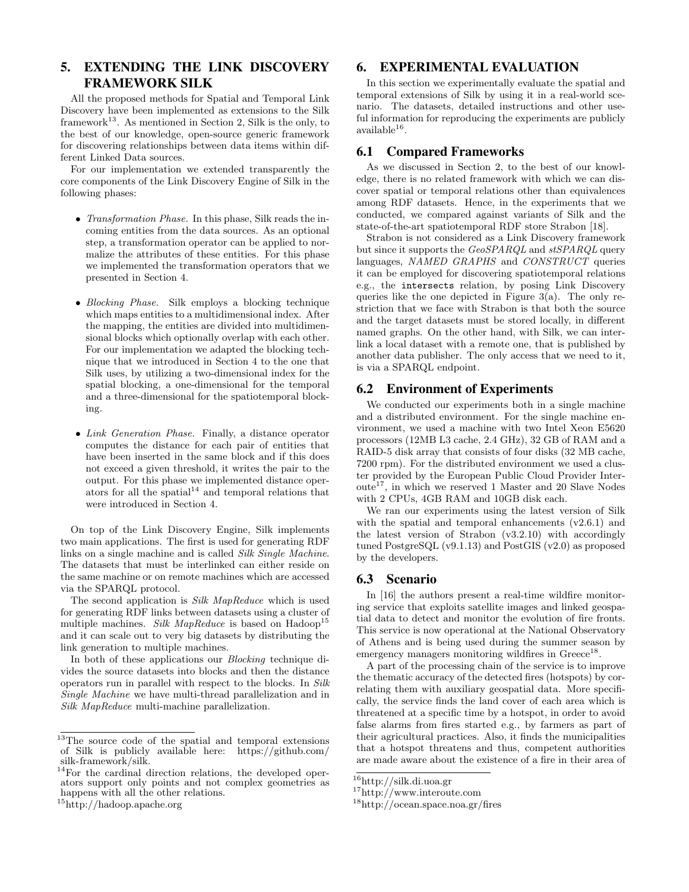## 5. EXTENDING THE LINK DISCOVERY FRAMEWORK SILK

All the proposed methods for Spatial and Temporal Link Discovery have been implemented as extensions to the Silk framework[13]. As mentioned in Section 2, Silk is the only, to the best of our knowledge, open-source generic framework for discovering relationships between data items within different Linked Data sources.

For our implementation we extended transparently the core components of the Link Discovery Engine of Silk in the following phases:

- *Transformation Phase.* In this phase, Silk reads the incoming entities from the data sources. As an optional step, a transformation operator can be applied to normalize the attributes of these entities. For this phase we implemented the transformation operators that we presented in Section 4.
- *Blocking Phase.* Silk employs a blocking technique which maps entities to a multidimensional index. After the mapping, the entities are divided into multidimensional blocks which optionally overlap with each other. For our implementation we adapted the blocking technique that we introduced in Section 4 to the one that Silk uses, by utilizing a two-dimensional index for the spatial blocking, a one-dimensional for the temporal and a three-dimensional for the spatiotemporal blocking.
- *Link Generation Phase.* Finally, a distance operator computes the distance for each pair of entities that have been inserted in the same block and if this does not exceed a given threshold, it writes the pair to the output. For this phase we implemented distance operators for all the spatial[14] and temporal relations that were introduced in Section 4.

On top of the Link Discovery Engine, Silk implements two main applications. The first is used for generating RDF links on a single machine and is called *Silk Single Machine*. The datasets that must be interlinked can either reside on the same machine or on remote machines which are accessed via the SPARQL protocol.

The second application is *Silk MapReduce* which is used for generating RDF links between datasets using a cluster of multiple machines. *Silk MapReduce* is based on Hadoop[15] and it can scale out to very big datasets by distributing the link generation to multiple machines.

In both of these applications our *Blocking* technique divides the source datasets into blocks and then the distance operators run in parallel with respect to the blocks. In *Silk Single Machine* we have multi-thread parallelization and in *Silk MapReduce* multi-machine parallelization.

[13]The source code of the spatial and temporal extensions of Silk is publicly available here: https://github.com/silk-framework/silk.

[14]For the cardinal direction relations, the developed operators support only points and not complex geometries as happens with all the other relations.

[15]http://hadoop.apache.org

## 6. EXPERIMENTAL EVALUATION

In this section we experimentally evaluate the spatial and temporal extensions of Silk by using it in a real-world scenario. The datasets, detailed instructions and other useful information for reproducing the experiments are publicly available[16].

### 6.1 Compared Frameworks

As we discussed in Section 2, to the best of our knowledge, there is no related framework with which we can discover spatial or temporal relations other than equivalences among RDF datasets. Hence, in the experiments that we conducted, we compared against variants of Silk and the state-of-the-art spatiotemporal RDF store Strabon [18].

Strabon is not considered as a Link Discovery framework but since it supports the *GeoSPARQL* and *stSPARQL* query languages, *NAMED GRAPHS* and *CONSTRUCT* queries it can be employed for discovering spatiotemporal relations e.g., the `intersects` relation, by posing Link Discovery queries like the one depicted in Figure 3(a). The only restriction that we face with Strabon is that both the source and the target datasets must be stored locally, in different named graphs. On the other hand, with Silk, we can interlink a local dataset with a remote one, that is published by another data publisher. The only access that we need to it, is via a SPARQL endpoint.

### 6.2 Environment of Experiments

We conducted our experiments both in a single machine and a distributed environment. For the single machine environment, we used a machine with two Intel Xeon E5620 processors (12MB L3 cache, 2.4 GHz), 32 GB of RAM and a RAID-5 disk array that consists of four disks (32 MB cache, 7200 rpm). For the distributed environment we used a cluster provided by the European Public Cloud Provider Interoute[17], in which we reserved 1 Master and 20 Slave Nodes with 2 CPUs, 4GB RAM and 10GB disk each.

We ran our experiments using the latest version of Silk with the spatial and temporal enhancements (v2.6.1) and the latest version of Strabon (v3.2.10) with accordingly tuned PostgreSQL (v9.1.13) and PostGIS (v2.0) as proposed by the developers.

### 6.3 Scenario

In [16] the authors present a real-time wildfire monitoring service that exploits satellite images and linked geospatial data to detect and monitor the evolution of fire fronts. This service is now operational at the National Observatory of Athens and is being used during the summer season by emergency managers monitoring wildfires in Greece[18].

A part of the processing chain of the service is to improve the thematic accuracy of the detected fires (hotspots) by correlating them with auxiliary geospatial data. More specifically, the service finds the land cover of each area which is threatened at a specific time by a hotspot, in order to avoid false alarms from fires started e.g., by farmers as part of their agricultural practices. Also, it finds the municipalities that a hotspot threatens and thus, competent authorities are made aware about the existence of a fire in their area of

[16]http://silk.di.uoa.gr

[17]http://www.interoute.com

[18]http://ocean.space.noa.gr/fires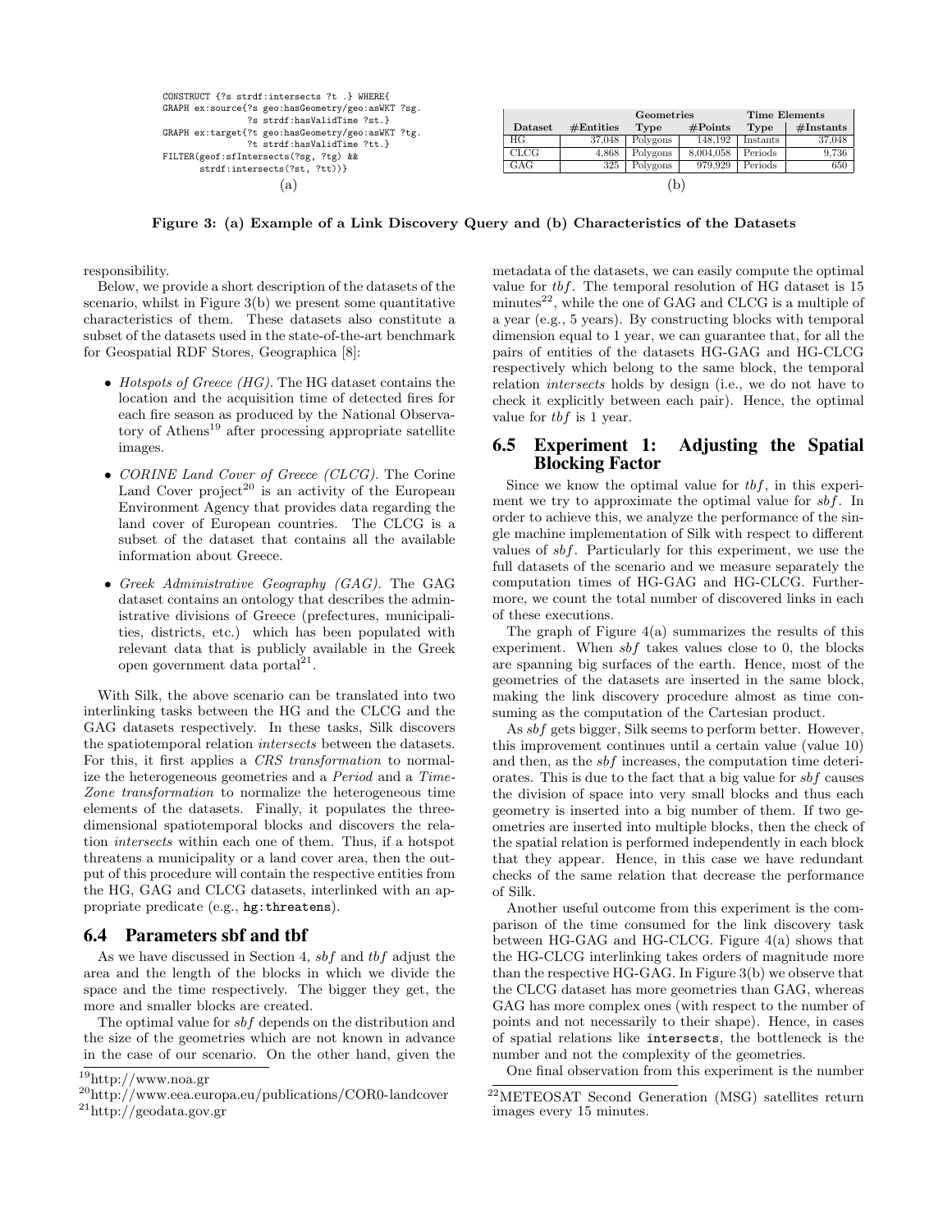```
CONSTRUCT {?s strdf:intersects ?t .} WHERE{
GRAPH ex:source{?s geo:hasGeometry/geo:asWKT ?sg.
                ?s strdf:hasValidTime ?st.}
GRAPH ex:target{?t geo:hasGeometry/geo:asWKT ?tg.
                ?t strdf:hasValidTime ?tt.}
FILTER(geof:sfIntersects(?sg, ?tg) &&
       strdf:intersects(?st, ?tt))}
```

(a)

| Dataset | #Entities | Geometries | | Time Elements | |
|---|---|---|---|---|---|
| | | Type | #Points | Type | #Instants |
| HG | 37,048 | Polygons | 148,192 | Instants | 37,048 |
| CLCG | 4,868 | Polygons | 8,004,058 | Periods | 9,736 |
| GAG | 325 | Polygons | 979,929 | Periods | 650 |

(b)

**Figure 3: (a) Example of a Link Discovery Query and (b) Characteristics of the Datasets**

responsibility.

Below, we provide a short description of the datasets of the scenario, whilst in Figure 3(b) we present some quantitative characteristics of them. These datasets also constitute a subset of the datasets used in the state-of-the-art benchmark for Geospatial RDF Stores, Geographica [8]:

- *Hotspots of Greece (HG).* The HG dataset contains the location and the acquisition time of detected fires for each fire season as produced by the National Observatory of Athens[19] after processing appropriate satellite images.
- *CORINE Land Cover of Greece (CLCG).* The Corine Land Cover project[20] is an activity of the European Environment Agency that provides data regarding the land cover of European countries. The CLCG is a subset of the dataset that contains all the available information about Greece.
- *Greek Administrative Geography (GAG).* The GAG dataset contains an ontology that describes the administrative divisions of Greece (prefectures, municipalities, districts, etc.) which has been populated with relevant data that is publicly available in the Greek open government data portal[21].

With Silk, the above scenario can be translated into two interlinking tasks between the HG and the CLCG and the GAG datasets respectively. In these tasks, Silk discovers the spatiotemporal relation *intersects* between the datasets. For this, it first applies a *CRS transformation* to normalize the heterogeneous geometries and a *Period* and a *Time-Zone transformation* to normalize the heterogeneous time elements of the datasets. Finally, it populates the three-dimensional spatiotemporal blocks and discovers the relation *intersects* within each one of them. Thus, if a hotspot threatens a municipality or a land cover area, then the output of this procedure will contain the respective entities from the HG, GAG and CLCG datasets, interlinked with an appropriate predicate (e.g., `hg:threatens`).

## 6.4 Parameters sbf and tbf

As we have discussed in Section 4, *sbf* and *tbf* adjust the area and the length of the blocks in which we divide the space and the time respectively. The bigger they get, the more and smaller blocks are created.

The optimal value for *sbf* depends on the distribution and the size of the geometries which are not known in advance in the case of our scenario. On the other hand, given the metadata of the datasets, we can easily compute the optimal value for *tbf*. The temporal resolution of HG dataset is 15 minutes[22], while the one of GAG and CLCG is a multiple of a year (e.g., 5 years). By constructing blocks with temporal dimension equal to 1 year, we can guarantee that, for all the pairs of entities of the datasets HG-GAG and HG-CLCG respectively which belong to the same block, the temporal relation *intersects* holds by design (i.e., we do not have to check it explicitly between each pair). Hence, the optimal value for *tbf* is 1 year.

## 6.5 Experiment 1: Adjusting the Spatial Blocking Factor

Since we know the optimal value for *tbf*, in this experiment we try to approximate the optimal value for *sbf*. In order to achieve this, we analyze the performance of the single machine implementation of Silk with respect to different values of *sbf*. Particularly for this experiment, we use the full datasets of the scenario and we measure separately the computation times of HG-GAG and HG-CLCG. Furthermore, we count the total number of discovered links in each of these executions.

The graph of Figure 4(a) summarizes the results of this experiment. When *sbf* takes values close to 0, the blocks are spanning big surfaces of the earth. Hence, most of the geometries of the datasets are inserted in the same block, making the link discovery procedure almost as time consuming as the computation of the Cartesian product.

As *sbf* gets bigger, Silk seems to perform better. However, this improvement continues until a certain value (value 10) and then, as the *sbf* increases, the computation time deteriorates. This is due to the fact that a big value for *sbf* causes the division of space into very small blocks and thus each geometry is inserted into a big number of them. If two geometries are inserted into multiple blocks, then the check of the spatial relation is performed independently in each block that they appear. Hence, in this case we have redundant checks of the same relation that decrease the performance of Silk.

Another useful outcome from this experiment is the comparison of the time consumed for the link discovery task between HG-GAG and HG-CLCG. Figure 4(a) shows that the HG-CLCG interlinking takes orders of magnitude more than the respective HG-GAG. In Figure 3(b) we observe that the CLCG dataset has more geometries than GAG, whereas GAG has more complex ones (with respect to the number of points and not necessarily to their shape). Hence, in cases of spatial relations like `intersects`, the bottleneck is the number and not the complexity of the geometries.

One final observation from this experiment is the number

[19] http://www.noa.gr

[20] http://www.eea.europa.eu/publications/COR0-landcover

[21] http://geodata.gov.gr

[22] METEOSAT Second Generation (MSG) satellites return images every 15 minutes.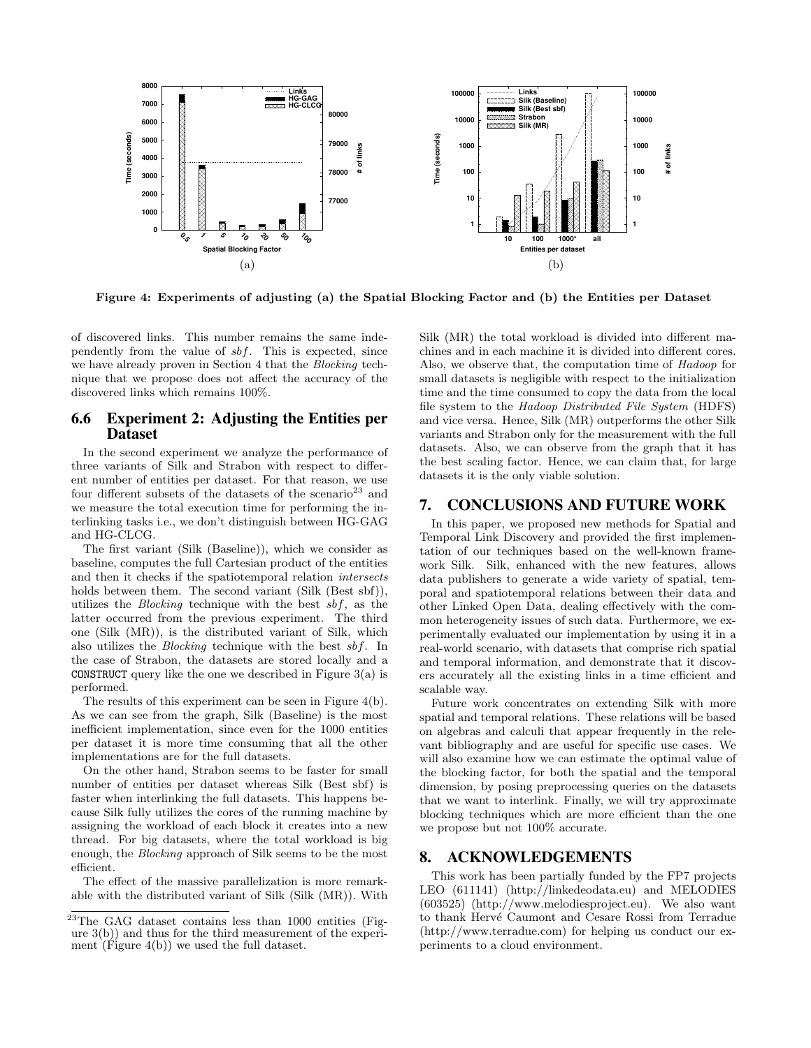Figure 4: Experiments of adjusting (a) the Spatial Blocking Factor and (b) the Entities per Dataset

of discovered links. This number remains the same independently from the value of $sbf$. This is expected, since we have already proven in Section 4 that the *Blocking* technique that we propose does not affect the accuracy of the discovered links which remains 100%.

### 6.6 Experiment 2: Adjusting the Entities per Dataset

In the second experiment we analyze the performance of three variants of Silk and Strabon with respect to different number of entities per dataset. For that reason, we use four different subsets of the datasets of the scenario[23] and we measure the total execution time for performing the interlinking tasks i.e., we don't distinguish between HG-GAG and HG-CLCG.

The first variant (Silk (Baseline)), which we consider as baseline, computes the full Cartesian product of the entities and then it checks if the spatiotemporal relation *intersects* holds between them. The second variant (Silk (Best sbf)), utilizes the *Blocking* technique with the best $sbf$, as the latter occurred from the previous experiment. The third one (Silk (MR)), is the distributed variant of Silk, which also utilizes the *Blocking* technique with the best $sbf$. In the case of Strabon, the datasets are stored locally and a `CONSTRUCT` query like the one we described in Figure 3(a) is performed.

The results of this experiment can be seen in Figure 4(b). As we can see from the graph, Silk (Baseline) is the most inefficient implementation, since even for the 1000 entities per dataset it is more time consuming that all the other implementations are for the full datasets.

On the other hand, Strabon seems to be faster for small number of entities per dataset whereas Silk (Best sbf) is faster when interlinking the full datasets. This happens because Silk fully utilizes the cores of the running machine by assigning the workload of each block it creates into a new thread. For big datasets, where the total workload is big enough, the *Blocking* approach of Silk seems to be the most efficient.

The effect of the massive parallelization is more remarkable with the distributed variant of Silk (Silk (MR)). With Silk (MR) the total workload is divided into different machines and in each machine it is divided into different cores. Also, we observe that, the computation time of *Hadoop* for small datasets is negligible with respect to the initialization time and the time consumed to copy the data from the local file system to the *Hadoop Distributed File System* (HDFS) and vice versa. Hence, Silk (MR) outperforms the other Silk variants and Strabon only for the measurement with the full datasets. Also, we can observe from the graph that it has the best scaling factor. Hence, we can claim that, for large datasets it is the only viable solution.

## 7. CONCLUSIONS AND FUTURE WORK

In this paper, we proposed new methods for Spatial and Temporal Link Discovery and provided the first implementation of our techniques based on the well-known framework Silk. Silk, enhanced with the new features, allows data publishers to generate a wide variety of spatial, temporal and spatiotemporal relations between their data and other Linked Open Data, dealing effectively with the common heterogeneity issues of such data. Furthermore, we experimentally evaluated our implementation by using it in a real-world scenario, with datasets that comprise rich spatial and temporal information, and demonstrate that it discovers accurately all the existing links in a time efficient and scalable way.

Future work concentrates on extending Silk with more spatial and temporal relations. These relations will be based on algebras and calculi that appear frequently in the relevant bibliography and are useful for specific use cases. We will also examine how we can estimate the optimal value of the blocking factor, for both the spatial and the temporal dimension, by posing preprocessing queries on the datasets that we want to interlink. Finally, we will try approximate blocking techniques which are more efficient than the one we propose but not 100% accurate.

## 8. ACKNOWLEDGEMENTS

This work has been partially funded by the FP7 projects LEO (611141) (http://linkedeodata.eu) and MELODIES (603525) (http://www.melodiesproject.eu). We also want to thank Hervé Caumont and Cesare Rossi from Terradue (http://www.terradue.com) for helping us conduct our experiments to a cloud environment.

[23]The GAG dataset contains less than 1000 entities (Figure 3(b)) and thus for the third measurement of the experiment (Figure 4(b)) we used the full dataset.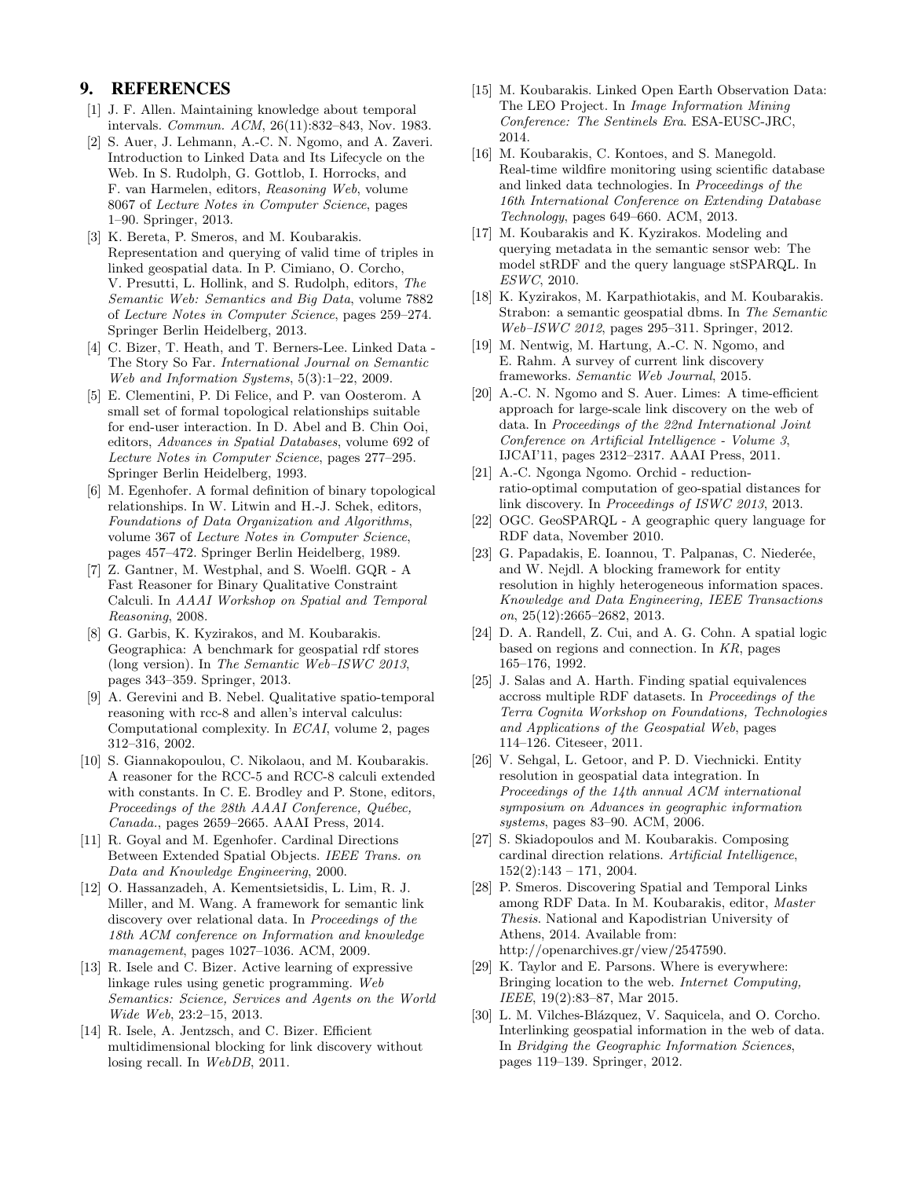# 9. REFERENCES

[1] J. F. Allen. Maintaining knowledge about temporal intervals. *Commun. ACM*, 26(11):832–843, Nov. 1983.

[2] S. Auer, J. Lehmann, A.-C. N. Ngomo, and A. Zaveri. Introduction to Linked Data and Its Lifecycle on the Web. In S. Rudolph, G. Gottlob, I. Horrocks, and F. van Harmelen, editors, *Reasoning Web*, volume 8067 of *Lecture Notes in Computer Science*, pages 1–90. Springer, 2013.

[3] K. Bereta, P. Smeros, and M. Koubarakis. Representation and querying of valid time of triples in linked geospatial data. In P. Cimiano, O. Corcho, V. Presutti, L. Hollink, and S. Rudolph, editors, *The Semantic Web: Semantics and Big Data*, volume 7882 of *Lecture Notes in Computer Science*, pages 259–274. Springer Berlin Heidelberg, 2013.

[4] C. Bizer, T. Heath, and T. Berners-Lee. Linked Data - The Story So Far. *International Journal on Semantic Web and Information Systems*, 5(3):1–22, 2009.

[5] E. Clementini, P. Di Felice, and P. van Oosterom. A small set of formal topological relationships suitable for end-user interaction. In D. Abel and B. Chin Ooi, editors, *Advances in Spatial Databases*, volume 692 of *Lecture Notes in Computer Science*, pages 277–295. Springer Berlin Heidelberg, 1993.

[6] M. Egenhofer. A formal definition of binary topological relationships. In W. Litwin and H.-J. Schek, editors, *Foundations of Data Organization and Algorithms*, volume 367 of *Lecture Notes in Computer Science*, pages 457–472. Springer Berlin Heidelberg, 1989.

[7] Z. Gantner, M. Westphal, and S. Woelfl. GQR - A Fast Reasoner for Binary Qualitative Constraint Calculi. In *AAAI Workshop on Spatial and Temporal Reasoning*, 2008.

[8] G. Garbis, K. Kyzirakos, and M. Koubarakis. Geographica: A benchmark for geospatial rdf stores (long version). In *The Semantic Web–ISWC 2013*, pages 343–359. Springer, 2013.

[9] A. Gerevini and B. Nebel. Qualitative spatio-temporal reasoning with rcc-8 and allen's interval calculus: Computational complexity. In *ECAI*, volume 2, pages 312–316, 2002.

[10] S. Giannakopoulou, C. Nikolaou, and M. Koubarakis. A reasoner for the RCC-5 and RCC-8 calculi extended with constants. In C. E. Brodley and P. Stone, editors, *Proceedings of the 28th AAAI Conference, Québec, Canada.*, pages 2659–2665. AAAI Press, 2014.

[11] R. Goyal and M. Egenhofer. Cardinal Directions Between Extended Spatial Objects. *IEEE Trans. on Data and Knowledge Engineering*, 2000.

[12] O. Hassanzadeh, A. Kementsietsidis, L. Lim, R. J. Miller, and M. Wang. A framework for semantic link discovery over relational data. In *Proceedings of the 18th ACM conference on Information and knowledge management*, pages 1027–1036. ACM, 2009.

[13] R. Isele and C. Bizer. Active learning of expressive linkage rules using genetic programming. *Web Semantics: Science, Services and Agents on the World Wide Web*, 23:2–15, 2013.

[14] R. Isele, A. Jentzsch, and C. Bizer. Efficient multidimensional blocking for link discovery without losing recall. In *WebDB*, 2011.

[15] M. Koubarakis. Linked Open Earth Observation Data: The LEO Project. In *Image Information Mining Conference: The Sentinels Era*. ESA-EUSC-JRC, 2014.

[16] M. Koubarakis, C. Kontoes, and S. Manegold. Real-time wildfire monitoring using scientific database and linked data technologies. In *Proceedings of the 16th International Conference on Extending Database Technology*, pages 649–660. ACM, 2013.

[17] M. Koubarakis and K. Kyzirakos. Modeling and querying metadata in the semantic sensor web: The model stRDF and the query language stSPARQL. In *ESWC*, 2010.

[18] K. Kyzirakos, M. Karpathiotakis, and M. Koubarakis. Strabon: a semantic geospatial dbms. In *The Semantic Web–ISWC 2012*, pages 295–311. Springer, 2012.

[19] M. Nentwig, M. Hartung, A.-C. N. Ngomo, and E. Rahm. A survey of current link discovery frameworks. *Semantic Web Journal*, 2015.

[20] A.-C. N. Ngomo and S. Auer. Limes: A time-efficient approach for large-scale link discovery on the web of data. In *Proceedings of the 22nd International Joint Conference on Artificial Intelligence - Volume 3*, IJCAI'11, pages 2312–2317. AAAI Press, 2011.

[21] A.-C. Ngonga Ngomo. Orchid - reduction-ratio-optimal computation of geo-spatial distances for link discovery. In *Proceedings of ISWC 2013*, 2013.

[22] OGC. GeoSPARQL - A geographic query language for RDF data, November 2010.

[23] G. Papadakis, E. Ioannou, T. Palpanas, C. Niederée, and W. Nejdl. A blocking framework for entity resolution in highly heterogeneous information spaces. *Knowledge and Data Engineering, IEEE Transactions on*, 25(12):2665–2682, 2013.

[24] D. A. Randell, Z. Cui, and A. G. Cohn. A spatial logic based on regions and connection. In *KR*, pages 165–176, 1992.

[25] J. Salas and A. Harth. Finding spatial equivalences accross multiple RDF datasets. In *Proceedings of the Terra Cognita Workshop on Foundations, Technologies and Applications of the Geospatial Web*, pages 114–126. Citeseer, 2011.

[26] V. Sehgal, L. Getoor, and P. D. Viechnicki. Entity resolution in geospatial data integration. In *Proceedings of the 14th annual ACM international symposium on Advances in geographic information systems*, pages 83–90. ACM, 2006.

[27] S. Skiadopoulos and M. Koubarakis. Composing cardinal direction relations. *Artificial Intelligence*, 152(2):143 – 171, 2004.

[28] P. Smeros. Discovering Spatial and Temporal Links among RDF Data. In M. Koubarakis, editor, *Master Thesis*. National and Kapodistrian University of Athens, 2014. Available from: http://openarchives.gr/view/2547590.

[29] K. Taylor and E. Parsons. Where is everywhere: Bringing location to the web. *Internet Computing, IEEE*, 19(2):83–87, Mar 2015.

[30] L. M. Vilches-Blázquez, V. Saquicela, and O. Corcho. Interlinking geospatial information in the web of data. In *Bridging the Geographic Information Sciences*, pages 119–139. Springer, 2012.